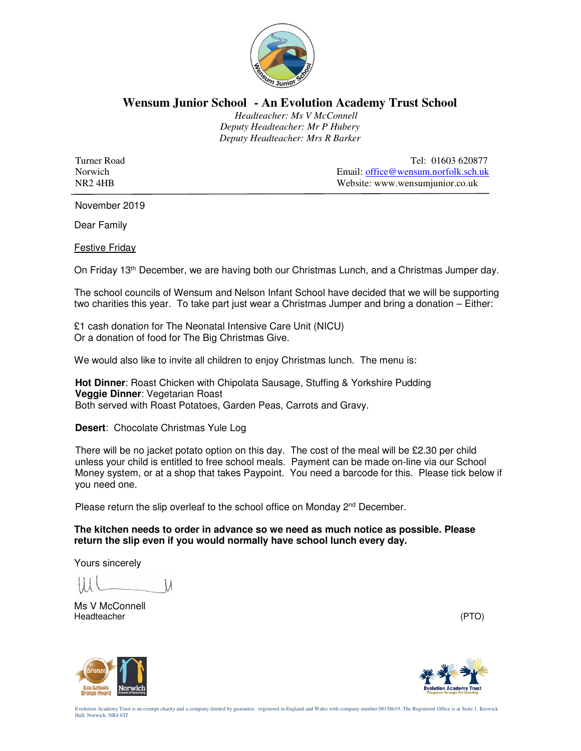# Wensum Junior School - An Evolution Academy Trust School

*Headteacher: Ms V McConnell*
*Deputy Headteacher: Mr P Hubery*
*Deputy Headteacher: Mrs R Barker*

Turner Road
Norwich
NR2 4HB

Tel: 01603 620877
Email: office@wensum.norfolk.sch.uk
Website: www.wensumjunior.co.uk

---

November 2019

Dear Family

Festive Friday

On Friday 13th December, we are having both our Christmas Lunch, and a Christmas Jumper day.

The school councils of Wensum and Nelson Infant School have decided that we will be supporting two charities this year. To take part just wear a Christmas Jumper and bring a donation – Either:

£1 cash donation for The Neonatal Intensive Care Unit (NICU)
Or a donation of food for The Big Christmas Give.

We would also like to invite all children to enjoy Christmas lunch. The menu is:

**Hot Dinner**: Roast Chicken with Chipolata Sausage, Stuffing & Yorkshire Pudding
**Veggie Dinner**: Vegetarian Roast
Both served with Roast Potatoes, Garden Peas, Carrots and Gravy.

**Desert**: Chocolate Christmas Yule Log

There will be no jacket potato option on this day. The cost of the meal will be £2.30 per child unless your child is entitled to free school meals. Payment can be made on-line via our School Money system, or at a shop that takes Paypoint. You need a barcode for this. Please tick below if you need one.

Please return the slip overleaf to the school office on Monday 2nd December.

**The kitchen needs to order in advance so we need as much notice as possible. Please return the slip even if you would normally have school lunch every day.**

Yours sincerely

Ms V McConnell
Headteacher

(PTO)

Evolution Academy Trust is an exempt charity and a company limited by guarantee, registered in England and Wales with company number 08158619. The Registered Office is at Suite 1, Keswick Hall, Norwich. NR4 6TJ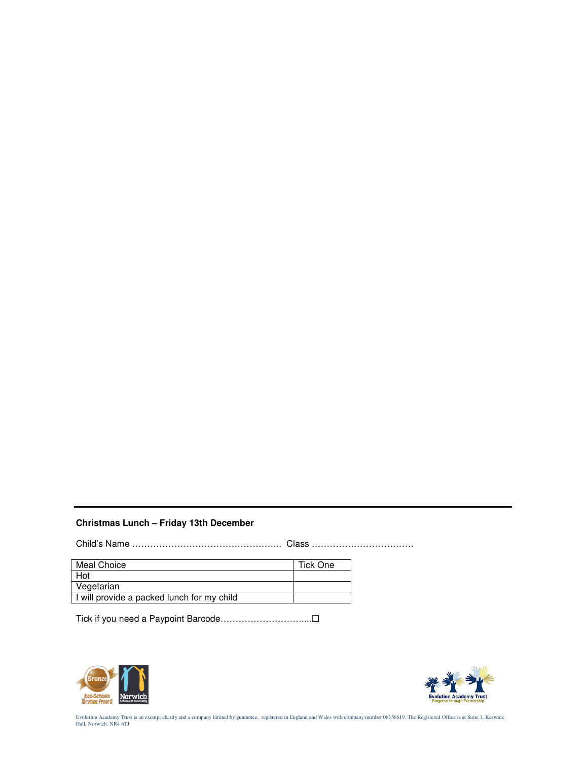**Christmas Lunch – Friday 13th December**

Child's Name ………………………………………….. Class …………………………….

| Meal Choice | Tick One |
| --- | --- |
| Hot | |
| Vegetarian | |
| I will provide a packed lunch for my child | |

Tick if you need a Paypoint Barcode………………………....☐

Evolution Academy Trust is an exempt charity and a company limited by guarantee, registered in England and Wales with company number 08158619. The Registered Office is at Suite 1, Keswick Hall, Norwich. NR4 6TJ